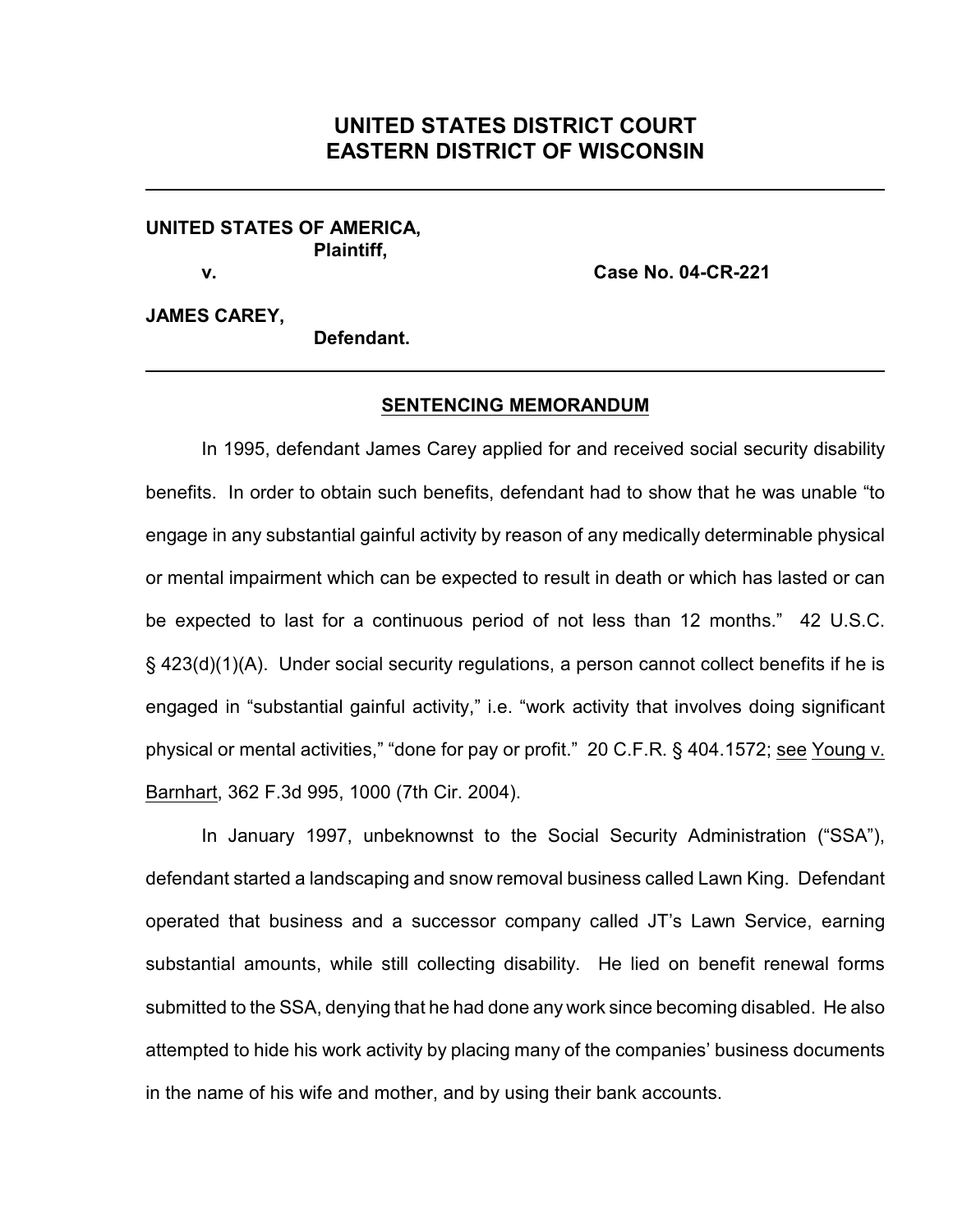# UNITED STATES DISTRICT COURT
# EASTERN DISTRICT OF WISCONSIN

---

**UNITED STATES OF AMERICA,**
**Plaintiff,**

**v.** **Case No. 04-CR-221**

**JAMES CAREY,**
**Defendant.**

---

## SENTENCING MEMORANDUM

In 1995, defendant James Carey applied for and received social security disability benefits. In order to obtain such benefits, defendant had to show that he was unable "to engage in any substantial gainful activity by reason of any medically determinable physical or mental impairment which can be expected to result in death or which has lasted or can be expected to last for a continuous period of not less than 12 months." 42 U.S.C. § 423(d)(1)(A). Under social security regulations, a person cannot collect benefits if he is engaged in "substantial gainful activity," i.e. "work activity that involves doing significant physical or mental activities," "done for pay or profit." 20 C.F.R. § 404.1572; see Young v. Barnhart, 362 F.3d 995, 1000 (7th Cir. 2004).

In January 1997, unbeknownst to the Social Security Administration ("SSA"), defendant started a landscaping and snow removal business called Lawn King. Defendant operated that business and a successor company called JT's Lawn Service, earning substantial amounts, while still collecting disability. He lied on benefit renewal forms submitted to the SSA, denying that he had done any work since becoming disabled. He also attempted to hide his work activity by placing many of the companies' business documents in the name of his wife and mother, and by using their bank accounts.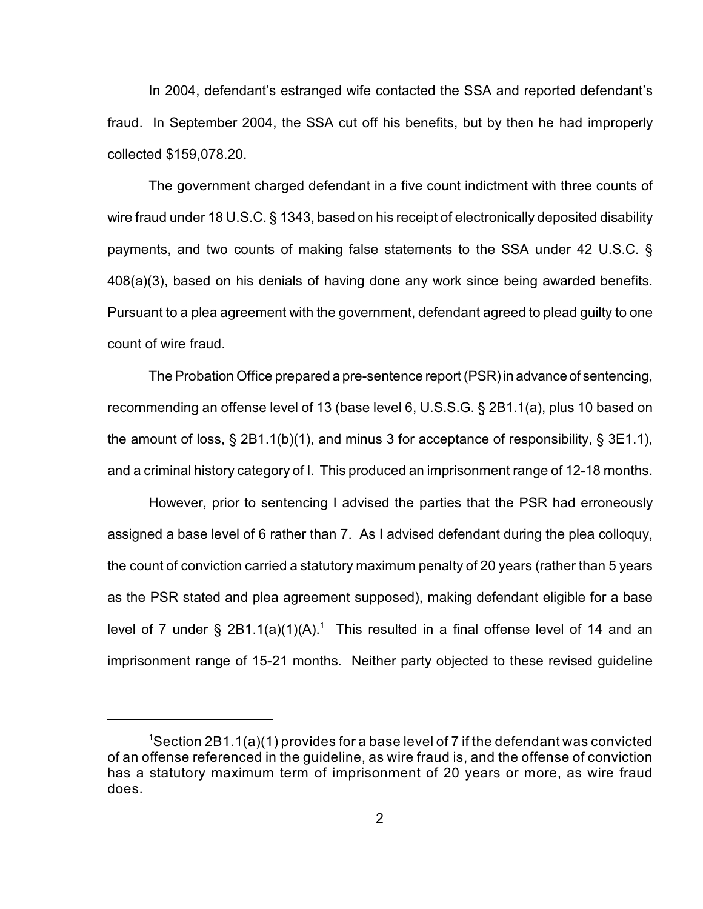In 2004, defendant's estranged wife contacted the SSA and reported defendant's fraud. In September 2004, the SSA cut off his benefits, but by then he had improperly collected $159,078.20.

The government charged defendant in a five count indictment with three counts of wire fraud under 18 U.S.C. § 1343, based on his receipt of electronically deposited disability payments, and two counts of making false statements to the SSA under 42 U.S.C. § 408(a)(3), based on his denials of having done any work since being awarded benefits. Pursuant to a plea agreement with the government, defendant agreed to plead guilty to one count of wire fraud.

The Probation Office prepared a pre-sentence report (PSR) in advance of sentencing, recommending an offense level of 13 (base level 6, U.S.S.G. § 2B1.1(a), plus 10 based on the amount of loss, § 2B1.1(b)(1), and minus 3 for acceptance of responsibility, § 3E1.1), and a criminal history category of I. This produced an imprisonment range of 12-18 months.

However, prior to sentencing I advised the parties that the PSR had erroneously assigned a base level of 6 rather than 7. As I advised defendant during the plea colloquy, the count of conviction carried a statutory maximum penalty of 20 years (rather than 5 years as the PSR stated and plea agreement supposed), making defendant eligible for a base level of 7 under § 2B1.1(a)(1)(A).[1] This resulted in a final offense level of 14 and an imprisonment range of 15-21 months. Neither party objected to these revised guideline

[1] Section 2B1.1(a)(1) provides for a base level of 7 if the defendant was convicted of an offense referenced in the guideline, as wire fraud is, and the offense of conviction has a statutory maximum term of imprisonment of 20 years or more, as wire fraud does.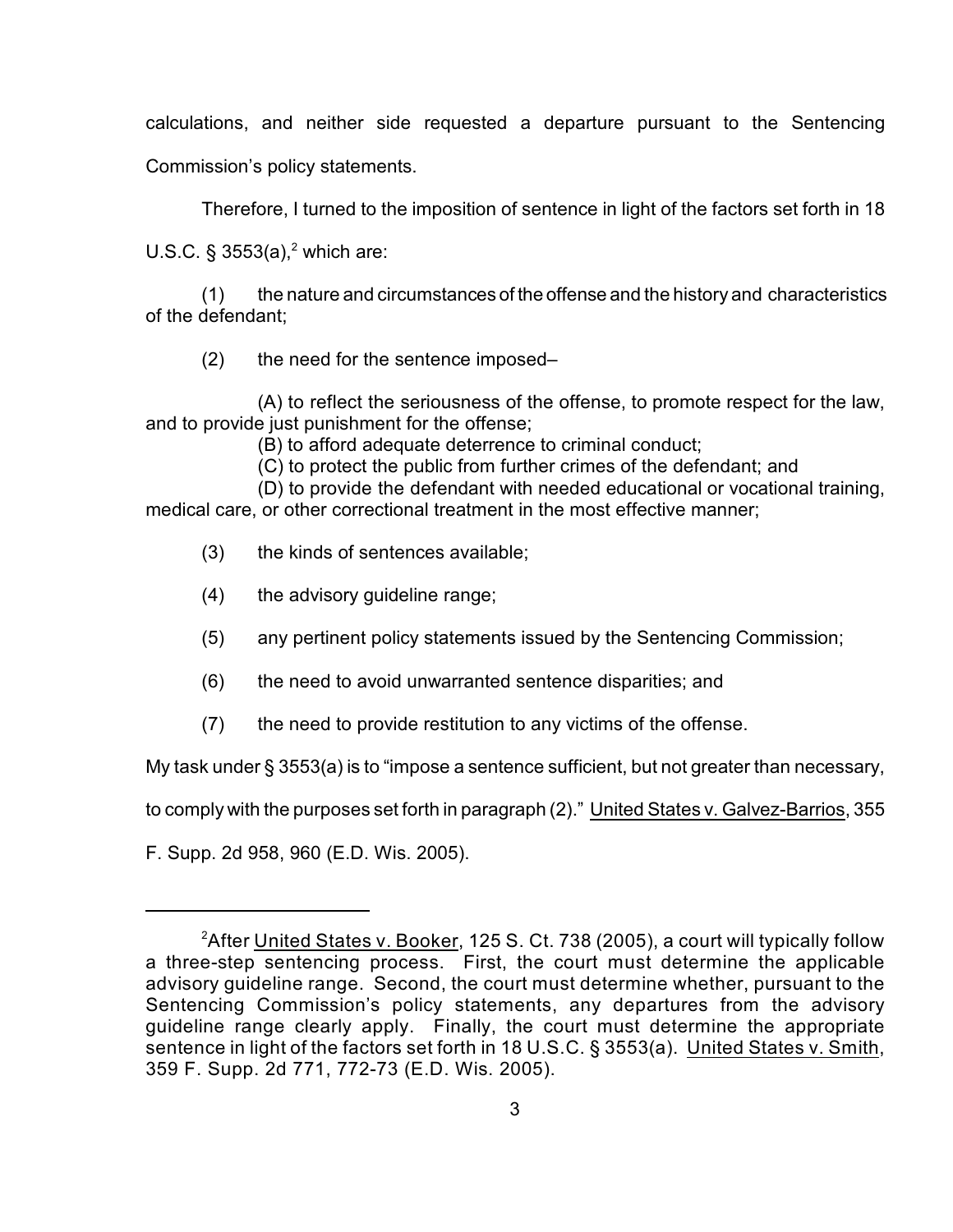calculations, and neither side requested a departure pursuant to the Sentencing Commission's policy statements.

Therefore, I turned to the imposition of sentence in light of the factors set forth in 18 U.S.C. § 3553(a),[2] which are:

(1) the nature and circumstances of the offense and the history and characteristics of the defendant;

(2) the need for the sentence imposed–

(A) to reflect the seriousness of the offense, to promote respect for the law, and to provide just punishment for the offense;

(B) to afford adequate deterrence to criminal conduct;

(C) to protect the public from further crimes of the defendant; and

(D) to provide the defendant with needed educational or vocational training, medical care, or other correctional treatment in the most effective manner;

(3) the kinds of sentences available;

(4) the advisory guideline range;

(5) any pertinent policy statements issued by the Sentencing Commission;

(6) the need to avoid unwarranted sentence disparities; and

(7) the need to provide restitution to any victims of the offense.

My task under § 3553(a) is to "impose a sentence sufficient, but not greater than necessary, to comply with the purposes set forth in paragraph (2)." United States v. Galvez-Barrios, 355 F. Supp. 2d 958, 960 (E.D. Wis. 2005).

---

[2]After United States v. Booker, 125 S. Ct. 738 (2005), a court will typically follow a three-step sentencing process. First, the court must determine the applicable advisory guideline range. Second, the court must determine whether, pursuant to the Sentencing Commission's policy statements, any departures from the advisory guideline range clearly apply. Finally, the court must determine the appropriate sentence in light of the factors set forth in 18 U.S.C. § 3553(a). United States v. Smith, 359 F. Supp. 2d 771, 772-73 (E.D. Wis. 2005).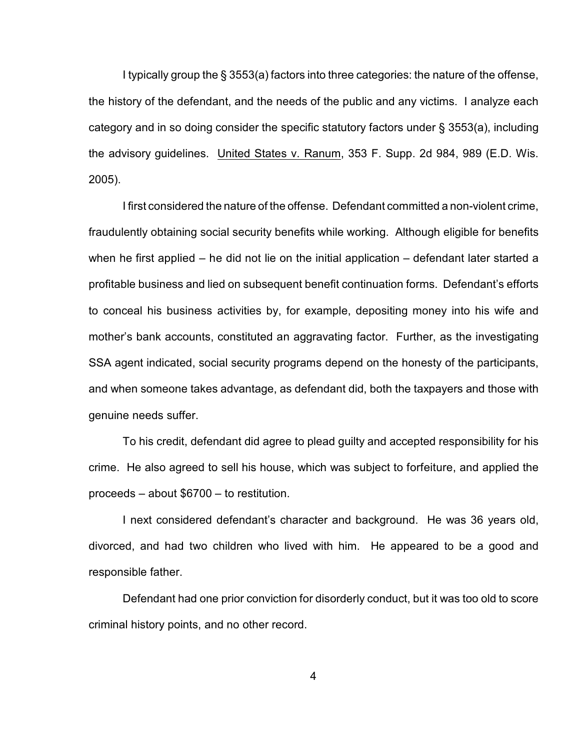I typically group the § 3553(a) factors into three categories: the nature of the offense, the history of the defendant, and the needs of the public and any victims. I analyze each category and in so doing consider the specific statutory factors under § 3553(a), including the advisory guidelines. United States v. Ranum, 353 F. Supp. 2d 984, 989 (E.D. Wis. 2005).

I first considered the nature of the offense. Defendant committed a non-violent crime, fraudulently obtaining social security benefits while working. Although eligible for benefits when he first applied – he did not lie on the initial application – defendant later started a profitable business and lied on subsequent benefit continuation forms. Defendant's efforts to conceal his business activities by, for example, depositing money into his wife and mother's bank accounts, constituted an aggravating factor. Further, as the investigating SSA agent indicated, social security programs depend on the honesty of the participants, and when someone takes advantage, as defendant did, both the taxpayers and those with genuine needs suffer.

To his credit, defendant did agree to plead guilty and accepted responsibility for his crime. He also agreed to sell his house, which was subject to forfeiture, and applied the proceeds – about $6700 – to restitution.

I next considered defendant's character and background. He was 36 years old, divorced, and had two children who lived with him. He appeared to be a good and responsible father.

Defendant had one prior conviction for disorderly conduct, but it was too old to score criminal history points, and no other record.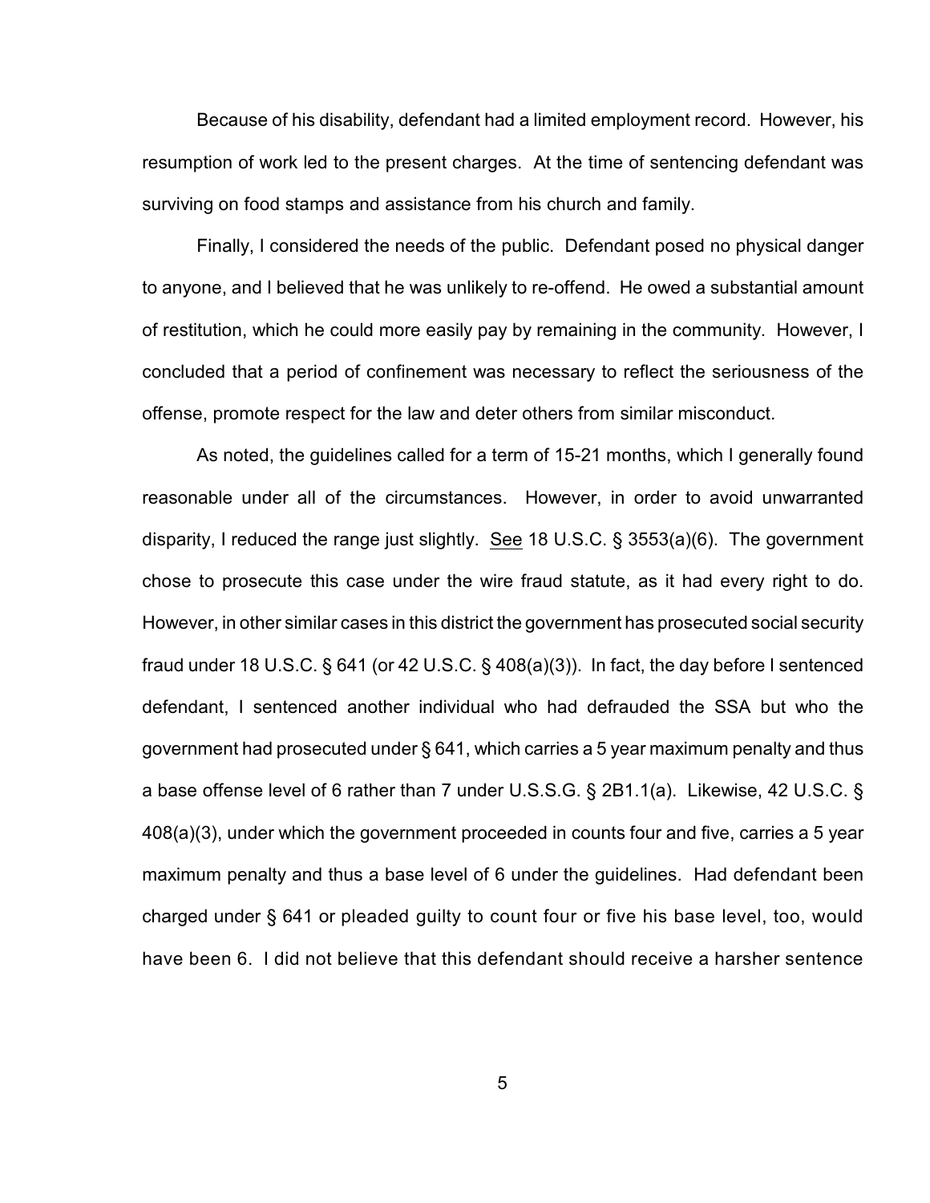Because of his disability, defendant had a limited employment record. However, his resumption of work led to the present charges. At the time of sentencing defendant was surviving on food stamps and assistance from his church and family.

Finally, I considered the needs of the public. Defendant posed no physical danger to anyone, and I believed that he was unlikely to re-offend. He owed a substantial amount of restitution, which he could more easily pay by remaining in the community. However, I concluded that a period of confinement was necessary to reflect the seriousness of the offense, promote respect for the law and deter others from similar misconduct.

As noted, the guidelines called for a term of 15-21 months, which I generally found reasonable under all of the circumstances. However, in order to avoid unwarranted disparity, I reduced the range just slightly. See 18 U.S.C. § 3553(a)(6). The government chose to prosecute this case under the wire fraud statute, as it had every right to do. However, in other similar cases in this district the government has prosecuted social security fraud under 18 U.S.C. § 641 (or 42 U.S.C. § 408(a)(3)). In fact, the day before I sentenced defendant, I sentenced another individual who had defrauded the SSA but who the government had prosecuted under § 641, which carries a 5 year maximum penalty and thus a base offense level of 6 rather than 7 under U.S.S.G. § 2B1.1(a). Likewise, 42 U.S.C. § 408(a)(3), under which the government proceeded in counts four and five, carries a 5 year maximum penalty and thus a base level of 6 under the guidelines. Had defendant been charged under § 641 or pleaded guilty to count four or five his base level, too, would have been 6. I did not believe that this defendant should receive a harsher sentence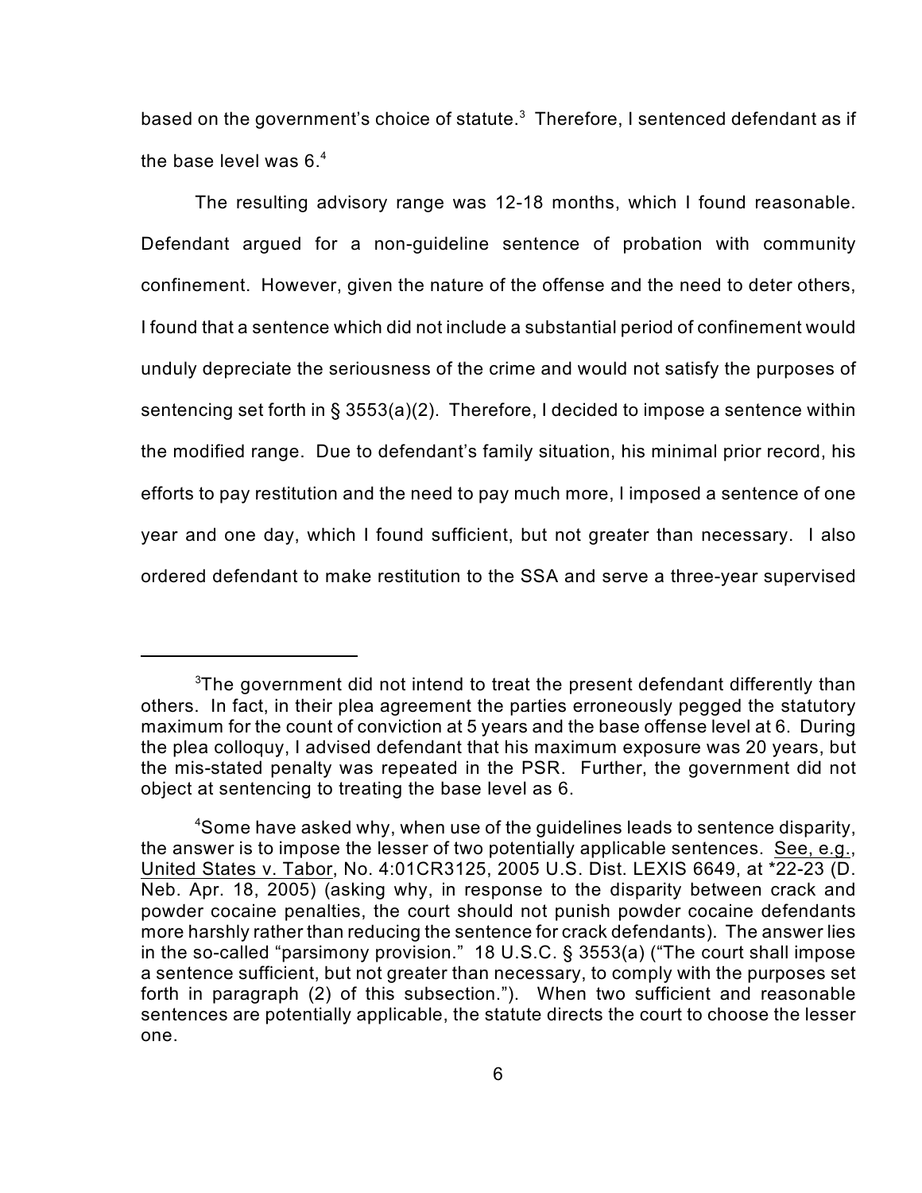based on the government's choice of statute.[3] Therefore, I sentenced defendant as if the base level was 6.[4]

The resulting advisory range was 12-18 months, which I found reasonable. Defendant argued for a non-guideline sentence of probation with community confinement. However, given the nature of the offense and the need to deter others, I found that a sentence which did not include a substantial period of confinement would unduly depreciate the seriousness of the crime and would not satisfy the purposes of sentencing set forth in § 3553(a)(2). Therefore, I decided to impose a sentence within the modified range. Due to defendant's family situation, his minimal prior record, his efforts to pay restitution and the need to pay much more, I imposed a sentence of one year and one day, which I found sufficient, but not greater than necessary. I also ordered defendant to make restitution to the SSA and serve a three-year supervised

---

[3]The government did not intend to treat the present defendant differently than others. In fact, in their plea agreement the parties erroneously pegged the statutory maximum for the count of conviction at 5 years and the base offense level at 6. During the plea colloquy, I advised defendant that his maximum exposure was 20 years, but the mis-stated penalty was repeated in the PSR. Further, the government did not object at sentencing to treating the base level as 6.

[4]Some have asked why, when use of the guidelines leads to sentence disparity, the answer is to impose the lesser of two potentially applicable sentences. See, e.g., United States v. Tabor, No. 4:01CR3125, 2005 U.S. Dist. LEXIS 6649, at *22-23 (D. Neb. Apr. 18, 2005) (asking why, in response to the disparity between crack and powder cocaine penalties, the court should not punish powder cocaine defendants more harshly rather than reducing the sentence for crack defendants). The answer lies in the so-called "parsimony provision." 18 U.S.C. § 3553(a) ("The court shall impose a sentence sufficient, but not greater than necessary, to comply with the purposes set forth in paragraph (2) of this subsection."). When two sufficient and reasonable sentences are potentially applicable, the statute directs the court to choose the lesser one.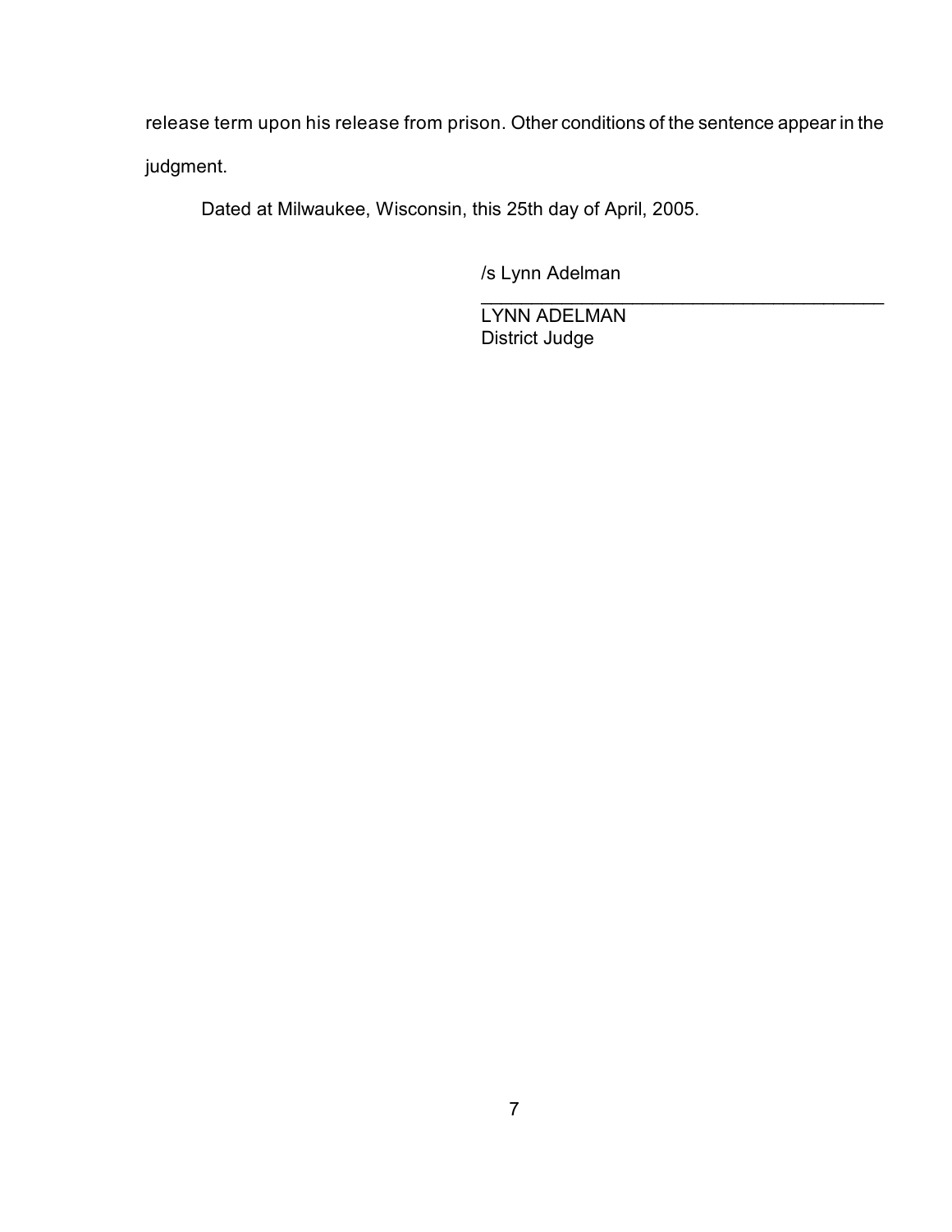release term upon his release from prison. Other conditions of the sentence appear in the judgment.

Dated at Milwaukee, Wisconsin, this 25th day of April, 2005.

/s Lynn Adelman

______________________________________

LYNN ADELMAN
District Judge